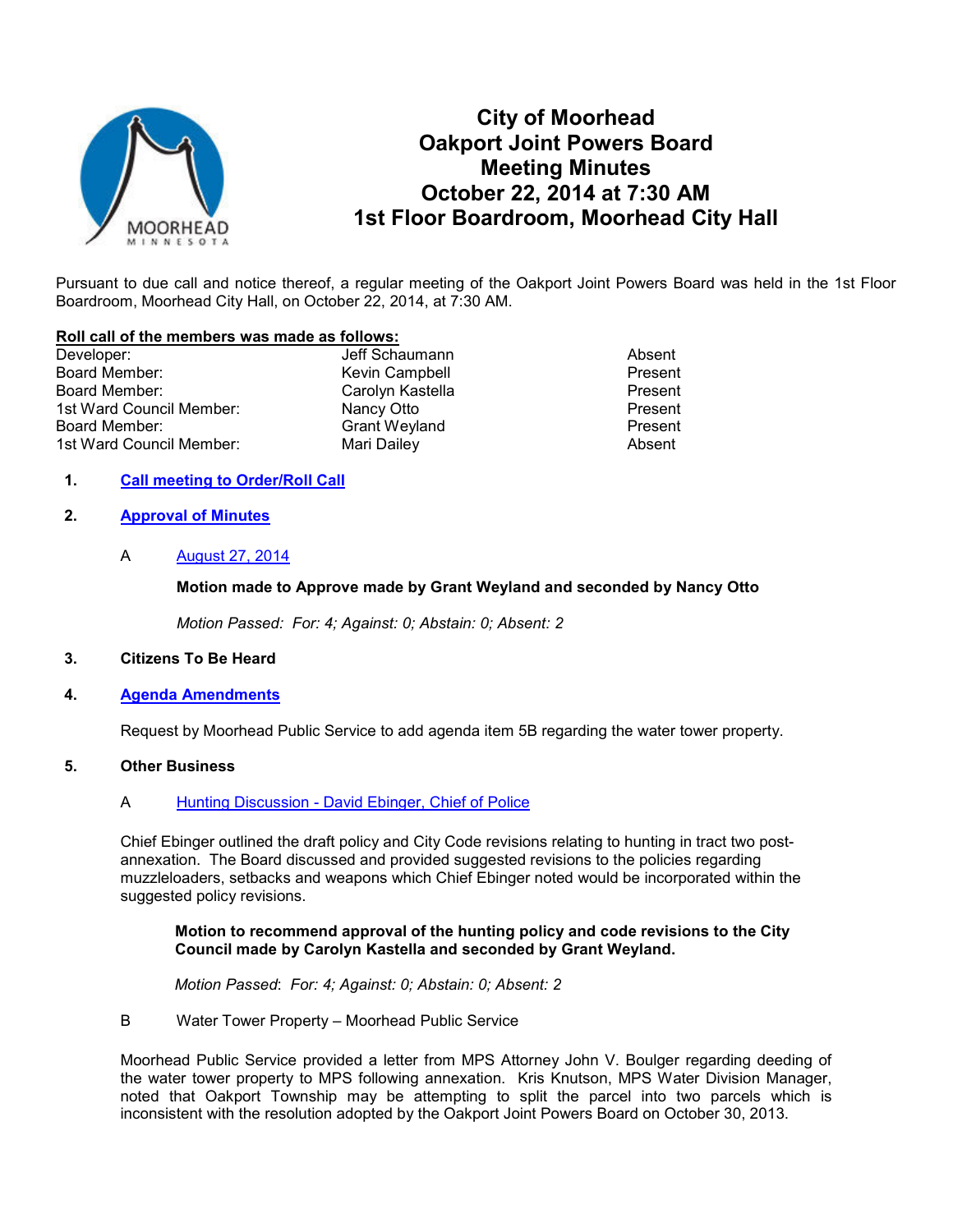# City of Moorhead
# Oakport Joint Powers Board
# Meeting Minutes
# October 22, 2014 at 7:30 AM
# 1st Floor Boardroom, Moorhead City Hall

Pursuant to due call and notice thereof, a regular meeting of the Oakport Joint Powers Board was held in the 1st Floor Boardroom, Moorhead City Hall, on October 22, 2014, at 7:30 AM.

**Roll call of the members was made as follows:**

| | | |
|---|---|---|
| Developer: | Jeff Schaumann | Absent |
| Board Member: | Kevin Campbell | Present |
| Board Member: | Carolyn Kastella | Present |
| 1st Ward Council Member: | Nancy Otto | Present |
| Board Member: | Grant Weyland | Present |
| 1st Ward Council Member: | Mari Dailey | Absent |

1. **Call meeting to Order/Roll Call**

2. **Approval of Minutes**

   A August 27, 2014

   **Motion made to Approve made by Grant Weyland and seconded by Nancy Otto**

   *Motion Passed: For: 4; Against: 0; Abstain: 0; Absent: 2*

3. **Citizens To Be Heard**

4. **Agenda Amendments**

   Request by Moorhead Public Service to add agenda item 5B regarding the water tower property.

5. **Other Business**

   A Hunting Discussion - David Ebinger, Chief of Police

   Chief Ebinger outlined the draft policy and City Code revisions relating to hunting in tract two post-annexation. The Board discussed and provided suggested revisions to the policies regarding muzzleloaders, setbacks and weapons which Chief Ebinger noted would be incorporated within the suggested policy revisions.

   **Motion to recommend approval of the hunting policy and code revisions to the City Council made by Carolyn Kastella and seconded by Grant Weyland.**

   *Motion Passed: For: 4; Against: 0; Abstain: 0; Absent: 2*

   B Water Tower Property – Moorhead Public Service

   Moorhead Public Service provided a letter from MPS Attorney John V. Boulger regarding deeding of the water tower property to MPS following annexation. Kris Knutson, MPS Water Division Manager, noted that Oakport Township may be attempting to split the parcel into two parcels which is inconsistent with the resolution adopted by the Oakport Joint Powers Board on October 30, 2013.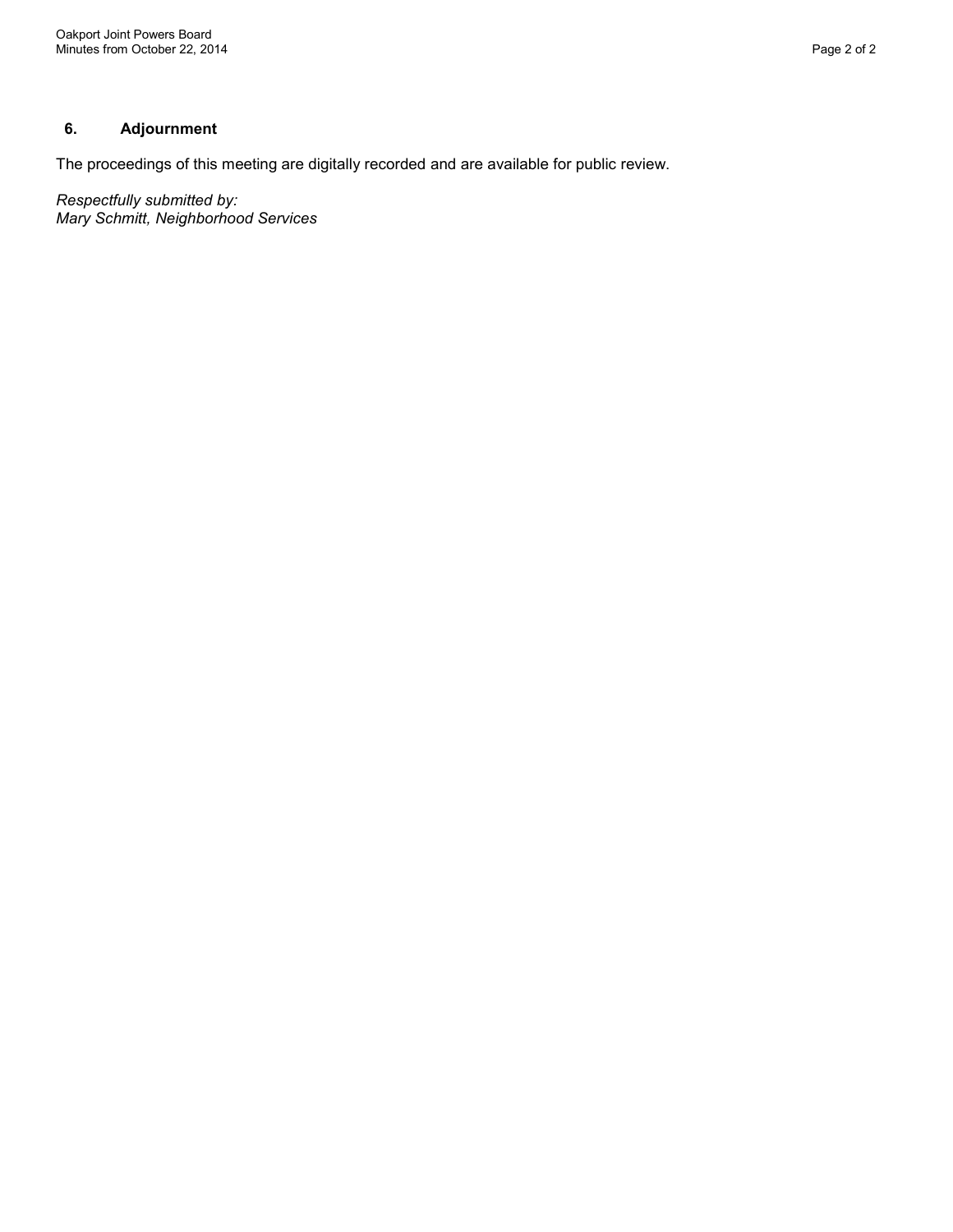## 6. Adjournment

The proceedings of this meeting are digitally recorded and are available for public review.

*Respectfully submitted by:*
*Mary Schmitt, Neighborhood Services*